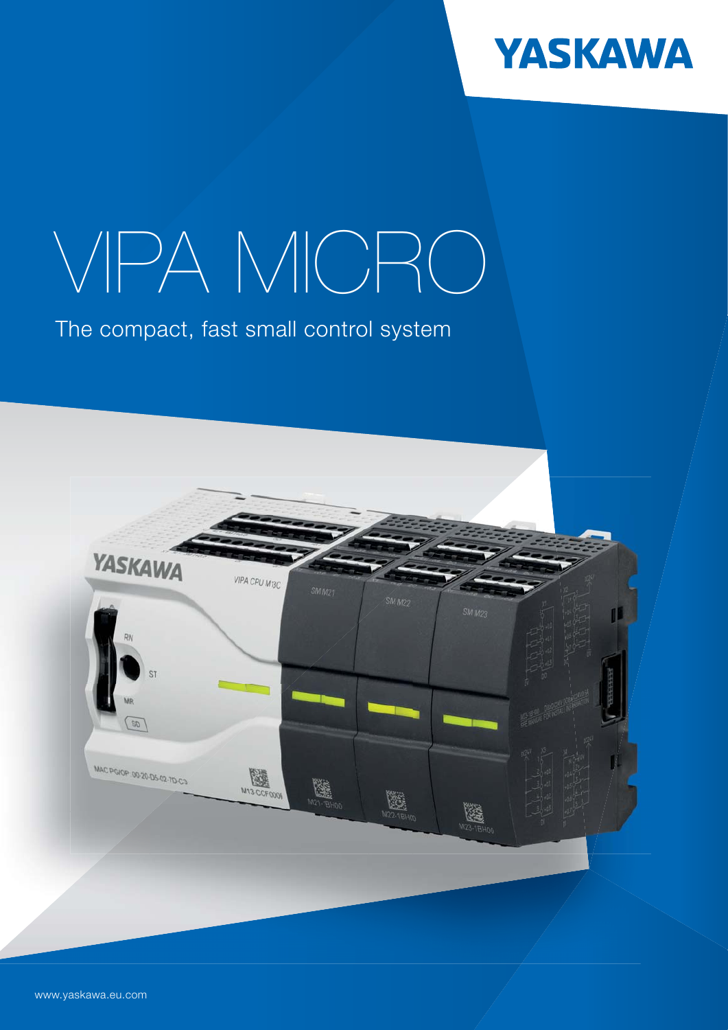YASKAWA

# VIPA MICRO

The compact, fast small control system

www.yaskawa.eu.com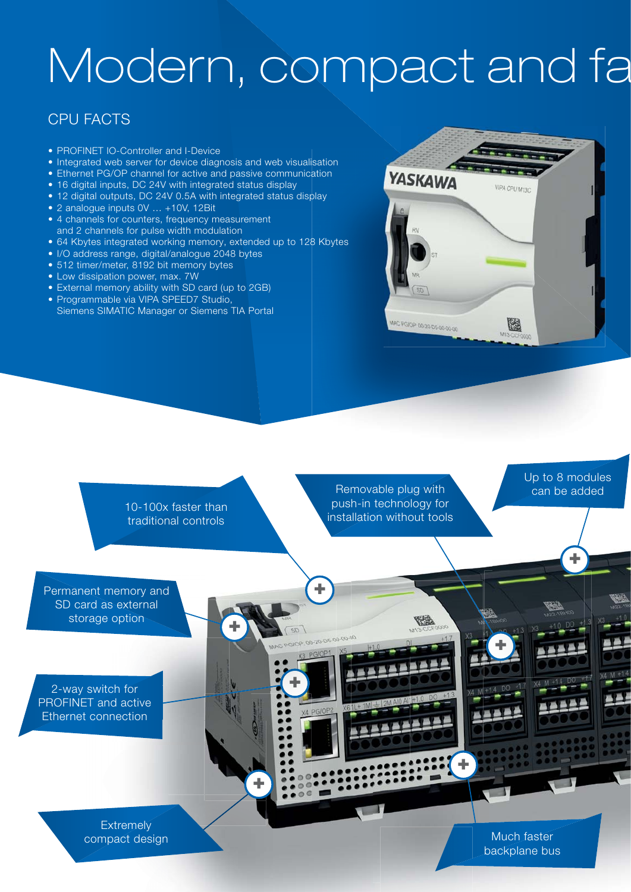# Modern, compact and fa

## CPU FACTS

- PROFINET IO-Controller and I-Device
- Integrated web server for device diagnosis and web visualisation
- Ethernet PG/OP channel for active and passive communication
- 16 digital inputs, DC 24V with integrated status display
- 12 digital outputs, DC 24V 0.5A with integrated status display
- 2 analogue inputs 0V … +10V, 12Bit
- 4 channels for counters, frequency measurement and 2 channels for pulse width modulation
- 64 Kbytes integrated working memory, extended up to 128 Kbytes
- I/O address range, digital/analogue 2048 bytes
- 512 timer/meter, 8192 bit memory bytes
- Low dissipation power, max. 7W
- External memory ability with SD card (up to 2GB)
- Programmable via VIPA SPEED7 Studio, Siemens SIMATIC Manager or Siemens TIA Portal

10-100x faster than traditional controls

Removable plug with push-in technology for installation without tools

Up to 8 modules can be added

Permanent memory and SD card as external storage option

2-way switch for PROFINET and active Ethernet connection

Extremely compact design

Much faster backplane bus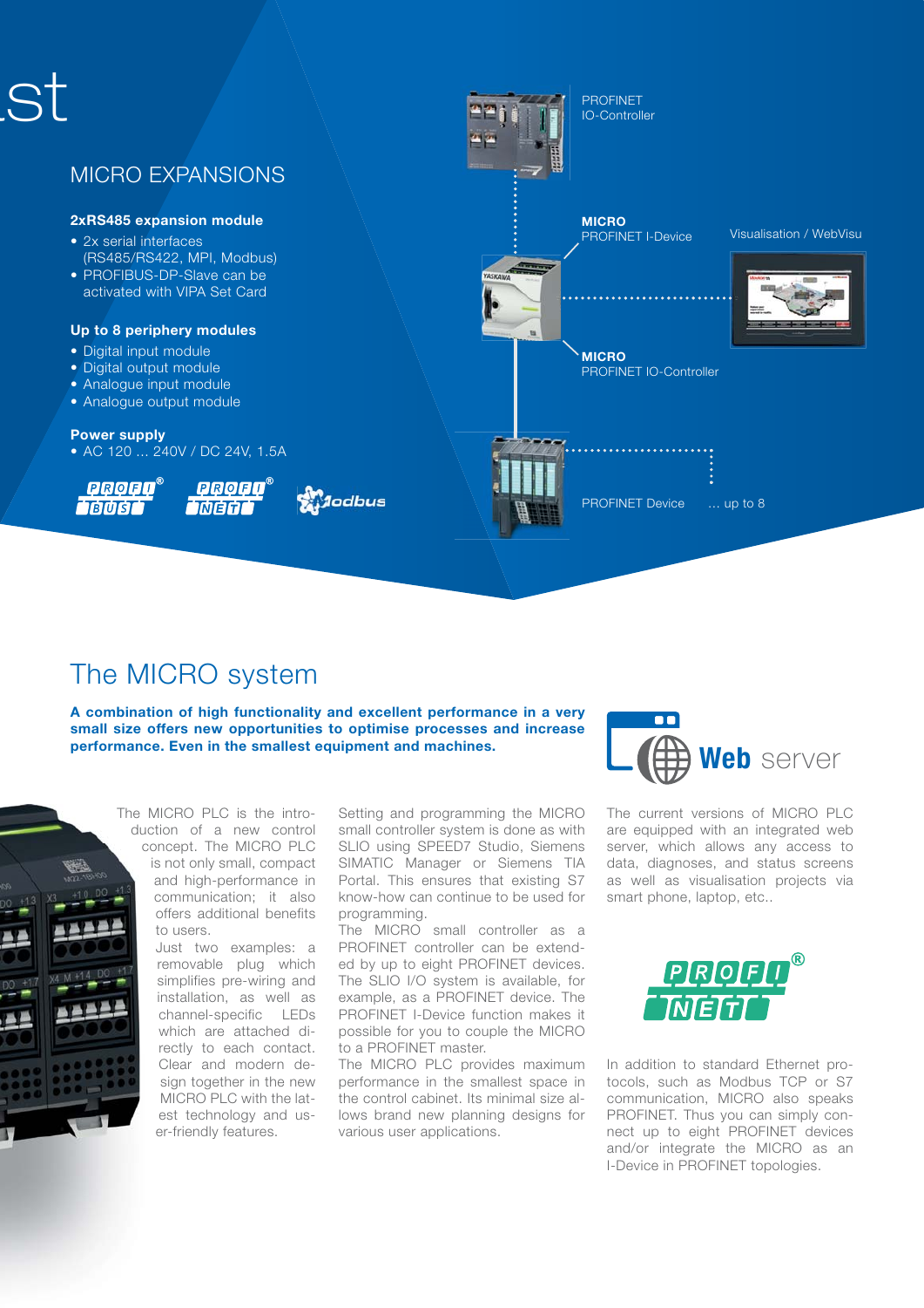st

## MICRO EXPANSIONS

**2xRS485 expansion module**

- 2x serial interfaces (RS485/RS422, MPI, Modbus)
- PROFIBUS-DP-Slave can be activated with VIPA Set Card

**Up to 8 periphery modules**

- Digital input module
- Digital output module
- Analogue input module
- Analogue output module

**Power supply**

- AC 120 ... 240V / DC 24V, 1.5A

PROFINET IO-Controller

**MICRO** PROFINET I-Device

Visualisation / WebVisu

**MICRO** PROFINET IO-Controller

PROFINET Device ... up to 8

# The MICRO system

**A combination of high functionality and excellent performance in a very small size offers new opportunities to optimise processes and increase performance. Even in the smallest equipment and machines.**

The MICRO PLC is the introduction of a new control concept. The MICRO PLC is not only small, compact and high-performance in communication; it also offers additional benefits to users.

Just two examples: a removable plug which simplifies pre-wiring and installation, as well as channel-specific LEDs which are attached directly to each contact. Clear and modern design together in the new MICRO PLC with the latest technology and user-friendly features.

Setting and programming the MICRO small controller system is done as with SLIO using SPEED7 Studio, Siemens SIMATIC Manager or Siemens TIA Portal. This ensures that existing S7 know-how can continue to be used for programming.

The MICRO small controller as a PROFINET controller can be extended by up to eight PROFINET devices. The SLIO I/O system is available, for example, as a PROFINET device. The PROFINET I-Device function makes it possible for you to couple the MICRO to a PROFINET master.

The MICRO PLC provides maximum performance in the smallest space in the control cabinet. Its minimal size allows brand new planning designs for various user applications.

## Web server

The current versions of MICRO PLC are equipped with an integrated web server, which allows any access to data, diagnoses, and status screens as well as visualisation projects via smart phone, laptop, etc..

In addition to standard Ethernet protocols, such as Modbus TCP or S7 communication, MICRO also speaks PROFINET. Thus you can simply connect up to eight PROFINET devices and/or integrate the MICRO as an I-Device in PROFINET topologies.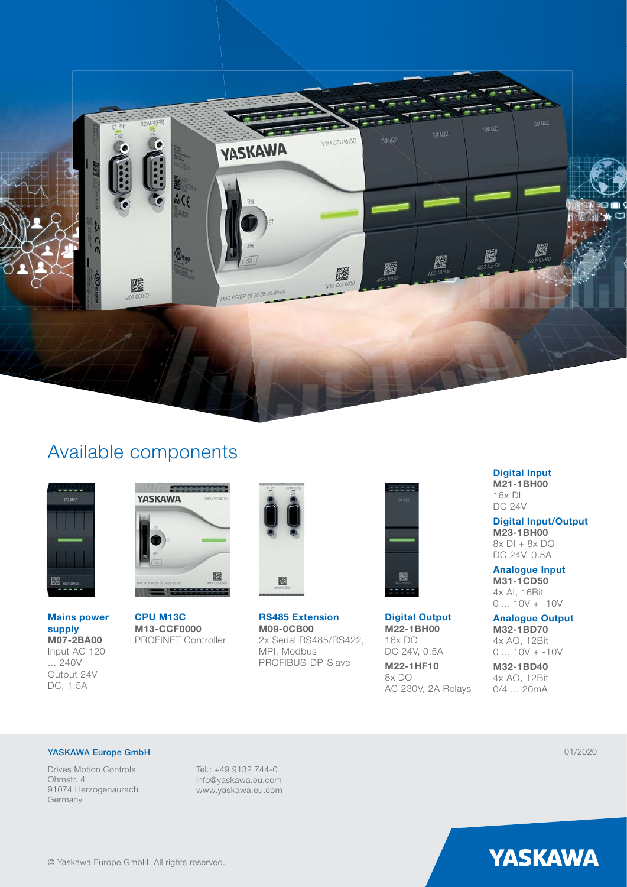## Available components

**Mains power supply**
**M07-2BA00**
Input AC 120 ... 240V
Output 24V DC, 1.5A

**CPU M13C**
**M13-CCF0000**
PROFINET Controller

**RS485 Extension**
**M09-0CB00**
2x Serial RS485/RS422, MPI, Modbus
PROFIBUS-DP-Slave

**Digital Output**
**M22-1BH00**
16x DO
DC 24V, 0.5A

**M22-1HF10**
8x DO
AC 230V, 2A Relays

**Digital Input**
**M21-1BH00**
16x DI
DC 24V

**Digital Input/Output**
**M23-1BH00**
8x DI + 8x DO
DC 24V, 0.5A

**Analogue Input**
**M31-1CD50**
4x AI, 16Bit
0 ... 10V + -10V

**Analogue Output**
**M32-1BD70**
4x AO, 12Bit
0 ... 10V + -10V

**M32-1BD40**
4x AO, 12Bit
0/4 ... 20mA

**YASKAWA Europe GmbH**

Drives Motion Controls
Ohmstr. 4
91074 Herzogenaurach
Germany

Tel.: +49 9132 744-0
info@yaskawa.eu.com
www.yaskawa.eu.com

01/2020

© Yaskawa Europe GmbH. All rights reserved.

YASKAWA